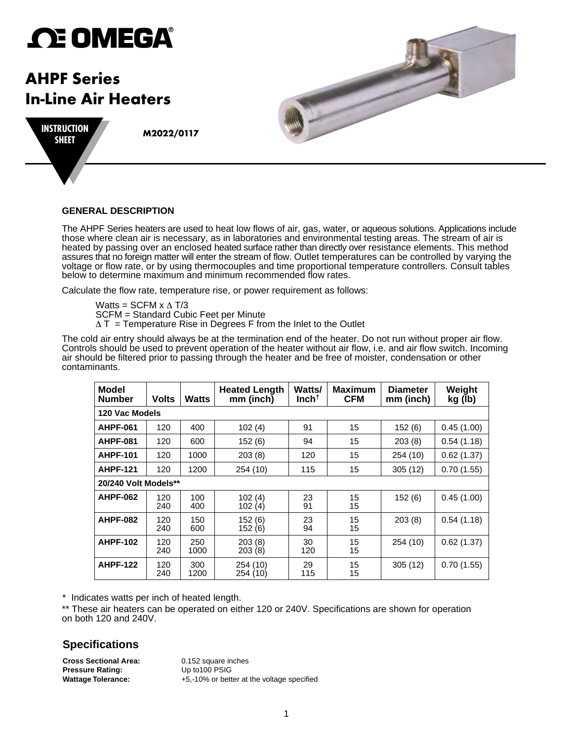# OMEGA

# AHPF Series In-Line Air Heaters

**INSTRUCTION SHEET**

**M2022/0117**

### GENERAL DESCRIPTION

The AHPF Series heaters are used to heat low flows of air, gas, water, or aqueous solutions. Applications include those where clean air is necessary, as in laboratories and environmental testing areas. The stream of air is heated by passing over an enclosed heated surface rather than directly over resistance elements. This method assures that no foreign matter will enter the stream of flow. Outlet temperatures can be controlled by varying the voltage or flow rate, or by using thermocouples and time proportional temperature controllers. Consult tables below to determine maximum and minimum recommended flow rates.

Calculate the flow rate, temperature rise, or power requirement as follows:

Watts = SCFM x $\Delta$ T/3
SCFM = Standard Cubic Feet per Minute
$\Delta$ T = Temperature Rise in Degrees F from the Inlet to the Outlet

The cold air entry should always be at the termination end of the heater. Do not run without proper air flow. Controls should be used to prevent operation of the heater without air flow, i.e. and air flow switch. Incoming air should be filtered prior to passing through the heater and be free of moister, condensation or other contaminants.

| Model Number | Volts | Watts | Heated Length mm (inch) | Watts/ Inch† | Maximum CFM | Diameter mm (inch) | Weight kg (lb) |
|---|---|---|---|---|---|---|---|
| **120 Vac Models** | | | | | | | |
| **AHPF-061** | 120 | 400 | 102 (4) | 91 | 15 | 152 (6) | 0.45 (1.00) |
| **AHPF-081** | 120 | 600 | 152 (6) | 94 | 15 | 203 (8) | 0.54 (1.18) |
| **AHPF-101** | 120 | 1000 | 203 (8) | 120 | 15 | 254 (10) | 0.62 (1.37) |
| **AHPF-121** | 120 | 1200 | 254 (10) | 115 | 15 | 305 (12) | 0.70 (1.55) |
| **20/240 Volt Models**** | | | | | | | |
| **AHPF-062** | 120<br>240 | 100<br>400 | 102 (4)<br>102 (4) | 23<br>91 | 15<br>15 | 152 (6) | 0.45 (1.00) |
| **AHPF-082** | 120<br>240 | 150<br>600 | 152 (6)<br>152 (6) | 23<br>94 | 15<br>15 | 203 (8) | 0.54 (1.18) |
| **AHPF-102** | 120<br>240 | 250<br>1000 | 203 (8)<br>203 (8) | 30<br>120 | 15<br>15 | 254 (10) | 0.62 (1.37) |
| **AHPF-122** | 120<br>240 | 300<br>1200 | 254 (10)<br>254 (10) | 29<br>115 | 15<br>15 | 305 (12) | 0.70 (1.55) |

\* Indicates watts per inch of heated length.

** These air heaters can be operated on either 120 or 240V. Specifications are shown for operation on both 120 and 240V.

## Specifications

**Cross Sectional Area:** 0.152 square inches
**Pressure Rating:** Up to100 PSIG
**Wattage Tolerance:** +5,-10% or better at the voltage specified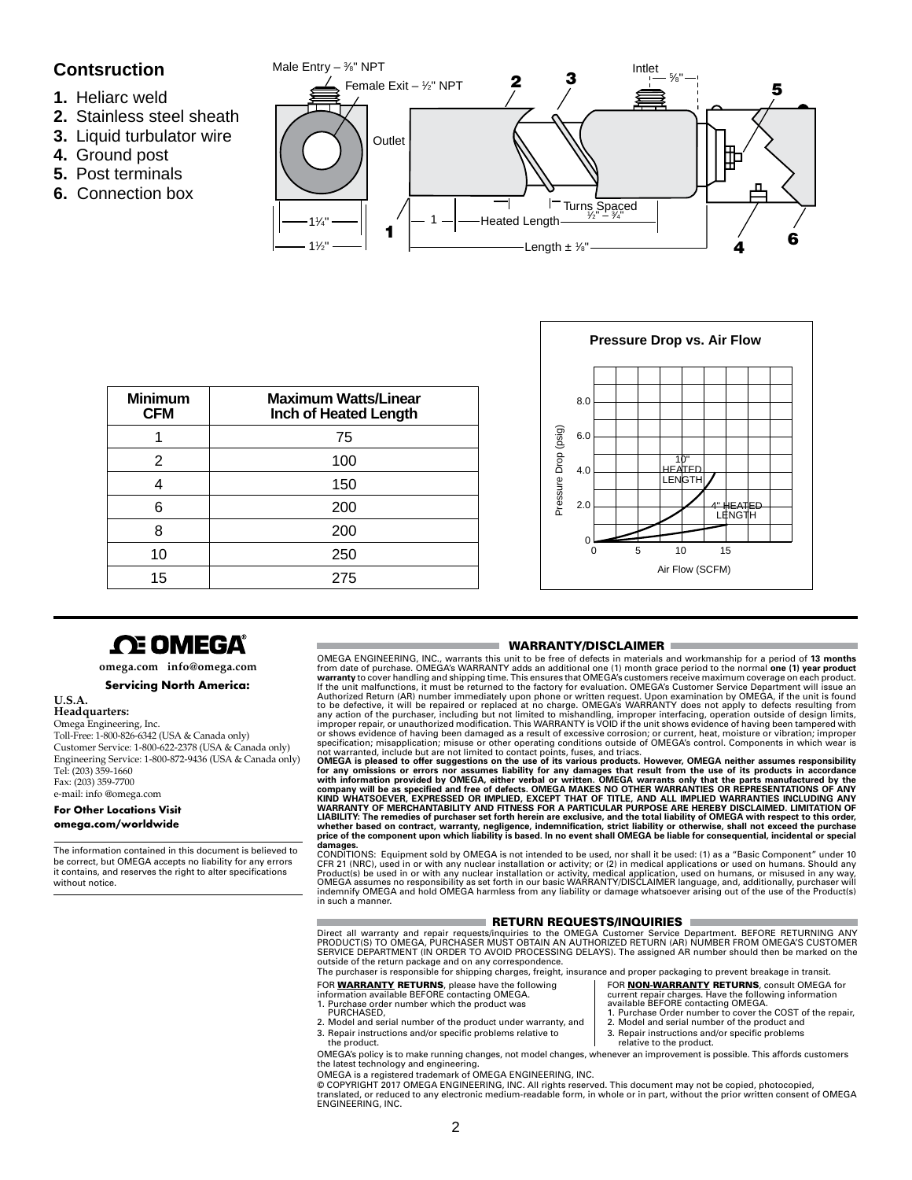## Contsruction

1. Heliarc weld
2. Stainless steel sheath
3. Liquid turbulator wire
4. Ground post
5. Post terminals
6. Connection box

Male Entry – ⅜" NPT
Female Exit – ½" NPT
Intlet
⅝"
Outlet
Turns Spaced ½" – ¾"
1¼"
1½"
1
Heated Length
Length ± ⅛"

| Minimum CFM | Maximum Watts/Linear Inch of Heated Length |
|---|---|
| 1 | 75 |
| 2 | 100 |
| 4 | 150 |
| 6 | 200 |
| 8 | 200 |
| 10 | 250 |
| 15 | 275 |

**Pressure Drop vs. Air Flow**

Pressure Drop (psig)
8.0
6.0
4.0
2.0
0
10" HEATED LENGTH
4" HEATED LENGTH
0
5
10
15
Air Flow (SCFM)

---

**OMEGA**

omega.com info@omega.com

**Servicing North America:**

**U.S.A. Headquarters:**
Omega Engineering, Inc.
Toll-Free: 1-800-826-6342 (USA & Canada only)
Customer Service: 1-800-622-2378 (USA & Canada only)
Engineering Service: 1-800-872-9436 (USA & Canada only)
Tel: (203) 359-1660
Fax: (203) 359-7700
e-mail: info @omega.com

**For Other Locations Visit omega.com/worldwide**

The information contained in this document is believed to be correct, but OMEGA accepts no liability for any errors it contains, and reserves the right to alter specifications without notice.

### WARRANTY/DISCLAIMER

OMEGA ENGINEERING, INC., warrants this unit to be free of defects in materials and workmanship for a period of **13 months** from date of purchase. OMEGA's WARRANTY adds an additional one (1) month grace period to the normal **one (1) year product warranty** to cover handling and shipping time. This ensures that OMEGA's customers receive maximum coverage on each product. If the unit malfunctions, it must be returned to the factory for evaluation. OMEGA's Customer Service Department will issue an Authorized Return (AR) number immediately upon phone or written request. Upon examination by OMEGA, if the unit is found to be defective, it will be repaired or replaced at no charge. OMEGA's WARRANTY does not apply to defects resulting from any action of the purchaser, including but not limited to mishandling, improper interfacing, operation outside of design limits, improper repair, or unauthorized modification. This WARRANTY is VOID if the unit shows evidence of having been tampered with or shows evidence of having been damaged as a result of excessive corrosion; or current, heat, moisture or vibration; improper specification; misapplication; misuse or other operating conditions outside of OMEGA's control. Components in which wear is not warranted, include but are not limited to contact points, fuses, and triacs.

**OMEGA is pleased to offer suggestions on the use of its various products. However, OMEGA neither assumes responsibility for any omissions or errors nor assumes liability for any damages that result from the use of its products in accordance with information provided by OMEGA, either verbal or written. OMEGA warrants only that the parts manufactured by the company will be as specified and free of defects. OMEGA MAKES NO OTHER WARRANTIES OR REPRESENTATIONS OF ANY KIND WHATSOEVER, EXPRESSED OR IMPLIED, EXCEPT THAT OF TITLE, AND ALL IMPLIED WARRANTIES INCLUDING ANY WARRANTY OF MERCHANTABILITY AND FITNESS FOR A PARTICULAR PURPOSE ARE HEREBY DISCLAIMED. LIMITATION OF LIABILITY: The remedies of purchaser set forth herein are exclusive, and the total liability of OMEGA with respect to this order, whether based on contract, warranty, negligence, indemnification, strict liability or otherwise, shall not exceed the purchase price of the component upon which liability is based. In no event shall OMEGA be liable for consequential, incidental or special damages.**

CONDITIONS: Equipment sold by OMEGA is not intended to be used, nor shall it be used: (1) as a "Basic Component" under 10 CFR 21 (NRC), used in or with any nuclear installation or activity; or (2) in medical applications or used on humans. Should any Product(s) be used in or with any nuclear installation or activity, medical application, used on humans, or misused in any way, OMEGA assumes no responsibility as set forth in our basic WARRANTY/DISCLAIMER language, and, additionally, purchaser will indemnify OMEGA and hold OMEGA harmless from any liability or damage whatsoever arising out of the use of the Product(s) in such a manner.

### RETURN REQUESTS/INQUIRIES

Direct all warranty and repair requests/inquiries to the OMEGA Customer Service Department. BEFORE RETURNING ANY PRODUCT(S) TO OMEGA, PURCHASER MUST OBTAIN AN AUTHORIZED RETURN (AR) NUMBER FROM OMEGA'S CUSTOMER SERVICE DEPARTMENT (IN ORDER TO AVOID PROCESSING DELAYS). The assigned AR number should then be marked on the outside of the return package and on any correspondence.

The purchaser is responsible for shipping charges, freight, insurance and proper packaging to prevent breakage in transit.

FOR **WARRANTY RETURNS**, please have the following information available BEFORE contacting OMEGA.
1. Purchase order number which the product was PURCHASED,
2. Model and serial number of the product under warranty, and
3. Repair instructions and/or specific problems relative to the product.

FOR **NON-WARRANTY RETURNS**, consult OMEGA for current repair charges. Have the following information available BEFORE contacting OMEGA.
1. Purchase Order number to cover the COST of the repair,
2. Model and serial number of the product and
3. Repair instructions and/or specific problems relative to the product.

OMEGA's policy is to make running changes, not model changes, whenever an improvement is possible. This affords customers the latest technology and engineering.

OMEGA is a registered trademark of OMEGA ENGINEERING, INC.

© COPYRIGHT 2017 OMEGA ENGINEERING, INC. All rights reserved. This document may not be copied, photocopied, translated, or reduced to any electronic medium-readable form, in whole or in part, without the prior written consent of OMEGA ENGINEERING, INC.